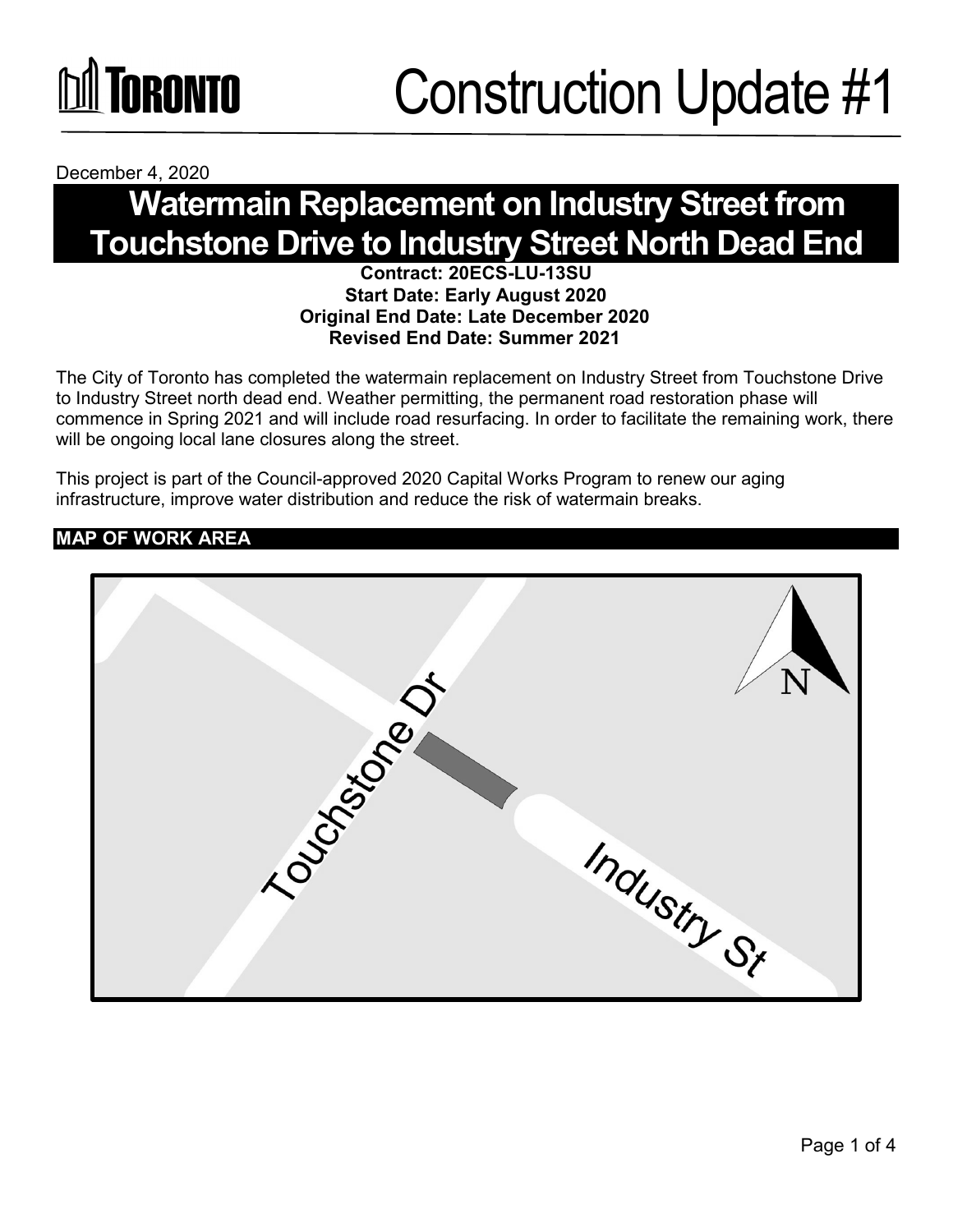# Construction Update #1

December 4, 2020

## Watermain Replacement on Industry Street from Touchstone Drive to Industry Street North Dead End

**Contract: 20ECS-LU-13SU**
**Start Date: Early August 2020**
**Original End Date: Late December 2020**
**Revised End Date: Summer 2021**

The City of Toronto has completed the watermain replacement on Industry Street from Touchstone Drive to Industry Street north dead end. Weather permitting, the permanent road restoration phase will commence in Spring 2021 and will include road resurfacing. In order to facilitate the remaining work, there will be ongoing local lane closures along the street.

This project is part of the Council-approved 2020 Capital Works Program to renew our aging infrastructure, improve water distribution and reduce the risk of watermain breaks.

### MAP OF WORK AREA

Touchstone Dr

Industry St

N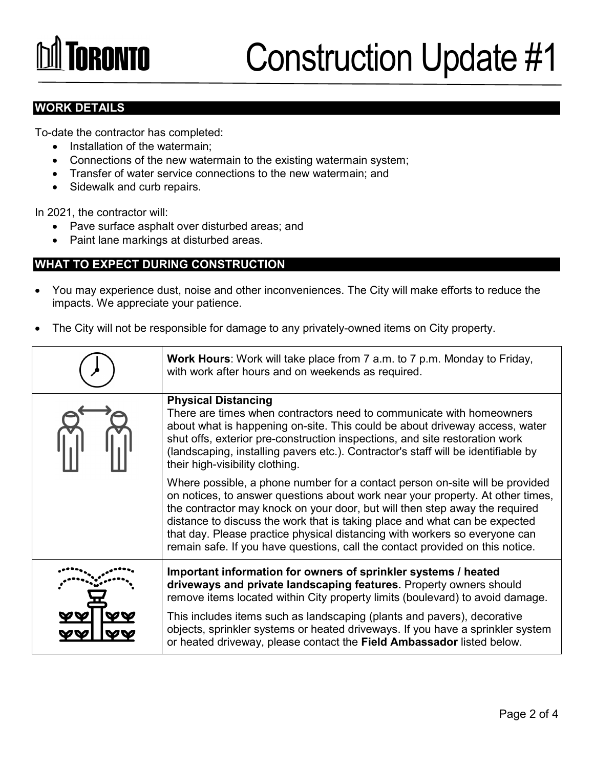# Construction Update #1

## WORK DETAILS

To-date the contractor has completed:

- Installation of the watermain;
- Connections of the new watermain to the existing watermain system;
- Transfer of water service connections to the new watermain; and
- Sidewalk and curb repairs.

In 2021, the contractor will:

- Pave surface asphalt over disturbed areas; and
- Paint lane markings at disturbed areas.

## WHAT TO EXPECT DURING CONSTRUCTION

- You may experience dust, noise and other inconveniences. The City will make efforts to reduce the impacts. We appreciate your patience.
- The City will not be responsible for damage to any privately-owned items on City property.

| | |
|---|---|
| | **Work Hours**: Work will take place from 7 a.m. to 7 p.m. Monday to Friday, with work after hours and on weekends as required. |
| | **Physical Distancing**<br>There are times when contractors need to communicate with homeowners about what is happening on-site. This could be about driveway access, water shut offs, exterior pre-construction inspections, and site restoration work (landscaping, installing pavers etc.). Contractor's staff will be identifiable by their high-visibility clothing.<br><br>Where possible, a phone number for a contact person on-site will be provided on notices, to answer questions about work near your property. At other times, the contractor may knock on your door, but will then step away the required distance to discuss the work that is taking place and what can be expected that day. Please practice physical distancing with workers so everyone can remain safe. If you have questions, call the contact provided on this notice. |
| | **Important information for owners of sprinkler systems / heated driveways and private landscaping features.** Property owners should remove items located within City property limits (boulevard) to avoid damage.<br><br>This includes items such as landscaping (plants and pavers), decorative objects, sprinkler systems or heated driveways. If you have a sprinkler system or heated driveway, please contact the **Field Ambassador** listed below. |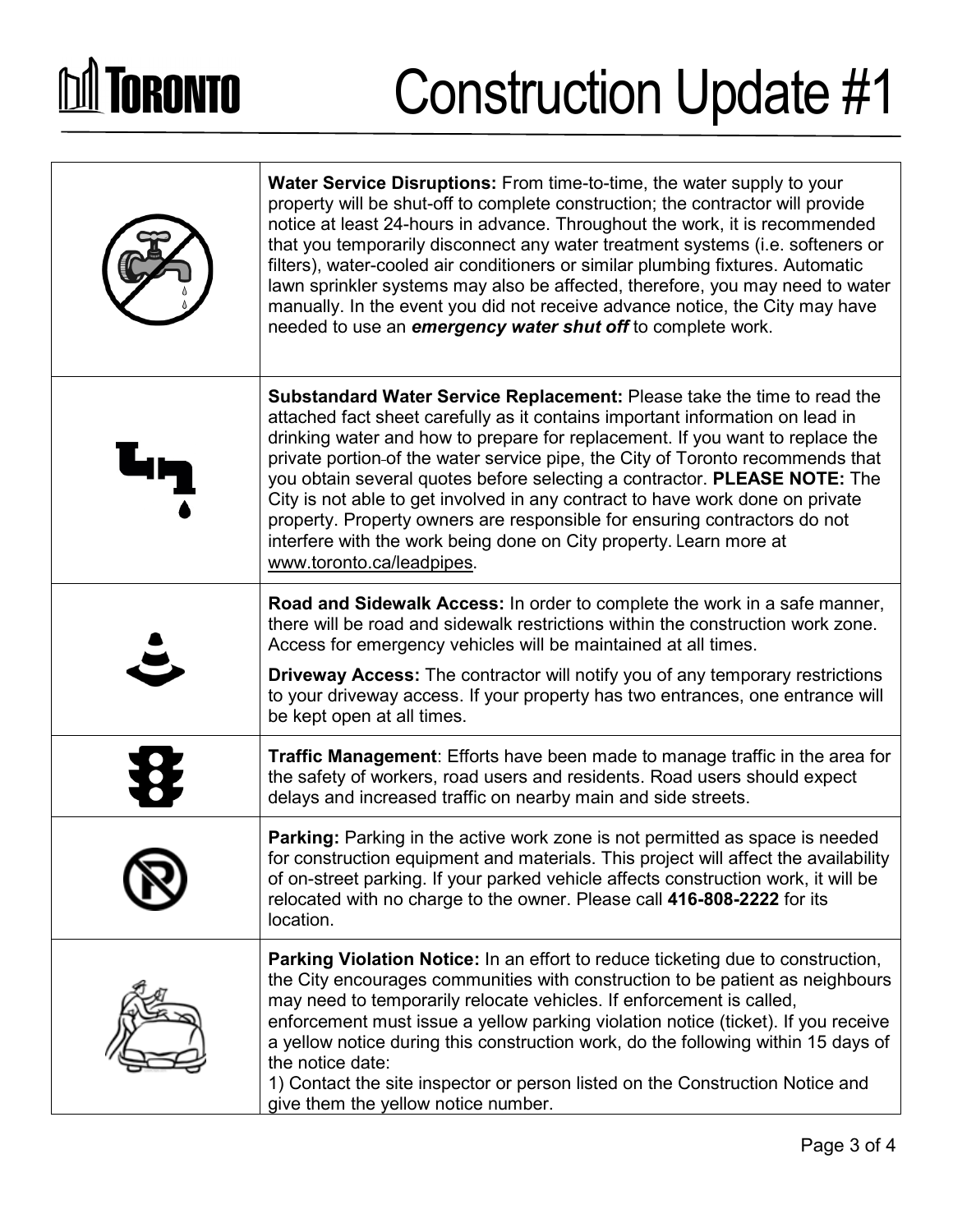# Construction Update #1

**Water Service Disruptions:** From time-to-time, the water supply to your property will be shut-off to complete construction; the contractor will provide notice at least 24-hours in advance. Throughout the work, it is recommended that you temporarily disconnect any water treatment systems (i.e. softeners or filters), water-cooled air conditioners or similar plumbing fixtures. Automatic lawn sprinkler systems may also be affected, therefore, you may need to water manually. In the event you did not receive advance notice, the City may have needed to use an ***emergency water shut off*** to complete work.

**Substandard Water Service Replacement:** Please take the time to read the attached fact sheet carefully as it contains important information on lead in drinking water and how to prepare for replacement. If you want to replace the private portion of the water service pipe, the City of Toronto recommends that you obtain several quotes before selecting a contractor. **PLEASE NOTE:** The City is not able to get involved in any contract to have work done on private property. Property owners are responsible for ensuring contractors do not interfere with the work being done on City property. Learn more at www.toronto.ca/leadpipes.

**Road and Sidewalk Access:** In order to complete the work in a safe manner, there will be road and sidewalk restrictions within the construction work zone. Access for emergency vehicles will be maintained at all times.

**Driveway Access:** The contractor will notify you of any temporary restrictions to your driveway access. If your property has two entrances, one entrance will be kept open at all times.

**Traffic Management**: Efforts have been made to manage traffic in the area for the safety of workers, road users and residents. Road users should expect delays and increased traffic on nearby main and side streets.

**Parking:** Parking in the active work zone is not permitted as space is needed for construction equipment and materials. This project will affect the availability of on-street parking. If your parked vehicle affects construction work, it will be relocated with no charge to the owner. Please call **416-808-2222** for its location.

**Parking Violation Notice:** In an effort to reduce ticketing due to construction, the City encourages communities with construction to be patient as neighbours may need to temporarily relocate vehicles. If enforcement is called, enforcement must issue a yellow parking violation notice (ticket). If you receive a yellow notice during this construction work, do the following within 15 days of the notice date:

1) Contact the site inspector or person listed on the Construction Notice and give them the yellow notice number.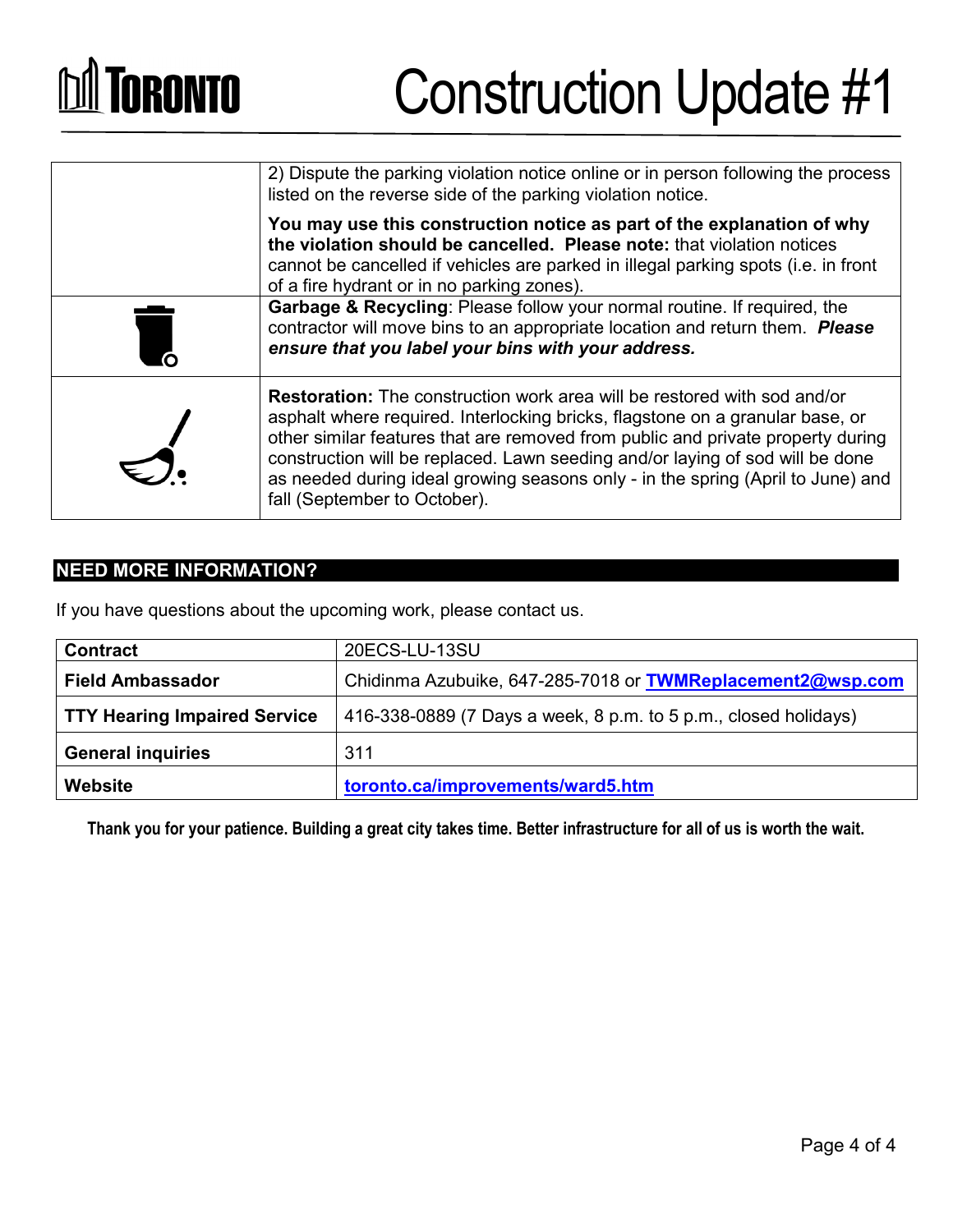# Construction Update #1

| | |
|---|---|
| | 2) Dispute the parking violation notice online or in person following the process listed on the reverse side of the parking violation notice.<br><br>**You may use this construction notice as part of the explanation of why the violation should be cancelled. Please note:** that violation notices cannot be cancelled if vehicles are parked in illegal parking spots (i.e. in front of a fire hydrant or in no parking zones). |
| | **Garbage & Recycling**: Please follow your normal routine. If required, the contractor will move bins to an appropriate location and return them. ***Please ensure that you label your bins with your address.*** |
| | **Restoration:** The construction work area will be restored with sod and/or asphalt where required. Interlocking bricks, flagstone on a granular base, or other similar features that are removed from public and private property during construction will be replaced. Lawn seeding and/or laying of sod will be done as needed during ideal growing seasons only - in the spring (April to June) and fall (September to October). |

## NEED MORE INFORMATION?

If you have questions about the upcoming work, please contact us.

| | |
|---|---|
| **Contract** | 20ECS-LU-13SU |
| **Field Ambassador** | Chidinma Azubuike, 647-285-7018 or **TWMReplacement2@wsp.com** |
| **TTY Hearing Impaired Service** | 416-338-0889 (7 Days a week, 8 p.m. to 5 p.m., closed holidays) |
| **General inquiries** | 311 |
| **Website** | **toronto.ca/improvements/ward5.htm** |

**Thank you for your patience. Building a great city takes time. Better infrastructure for all of us is worth the wait.**